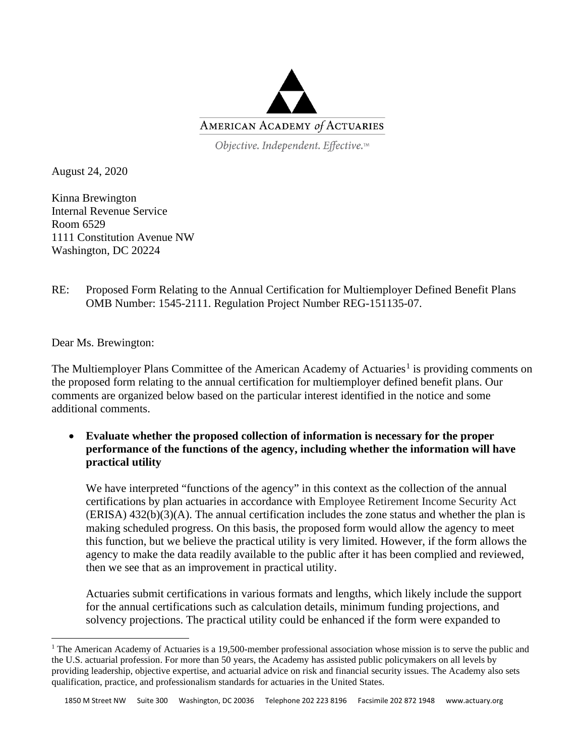AMERICAN ACADEMY *of* ACTUARIES

*Objective. Independent. Effective.*™

August 24, 2020

Kinna Brewington
Internal Revenue Service
Room 6529
1111 Constitution Avenue NW
Washington, DC 20224

RE: Proposed Form Relating to the Annual Certification for Multiemployer Defined Benefit Plans OMB Number: 1545-2111. Regulation Project Number REG-151135-07.

Dear Ms. Brewington:

The Multiemployer Plans Committee of the American Academy of Actuaries[1] is providing comments on the proposed form relating to the annual certification for multiemployer defined benefit plans. Our comments are organized below based on the particular interest identified in the notice and some additional comments.

- **Evaluate whether the proposed collection of information is necessary for the proper performance of the functions of the agency, including whether the information will have practical utility**

  We have interpreted "functions of the agency" in this context as the collection of the annual certifications by plan actuaries in accordance with Employee Retirement Income Security Act (ERISA) 432(b)(3)(A). The annual certification includes the zone status and whether the plan is making scheduled progress. On this basis, the proposed form would allow the agency to meet this function, but we believe the practical utility is very limited. However, if the form allows the agency to make the data readily available to the public after it has been complied and reviewed, then we see that as an improvement in practical utility.

  Actuaries submit certifications in various formats and lengths, which likely include the support for the annual certifications such as calculation details, minimum funding projections, and solvency projections. The practical utility could be enhanced if the form were expanded to

[1] The American Academy of Actuaries is a 19,500-member professional association whose mission is to serve the public and the U.S. actuarial profession. For more than 50 years, the Academy has assisted public policymakers on all levels by providing leadership, objective expertise, and actuarial advice on risk and financial security issues. The Academy also sets qualification, practice, and professionalism standards for actuaries in the United States.

1850 M Street NW Suite 300 Washington, DC 20036 Telephone 202 223 8196 Facsimile 202 872 1948 www.actuary.org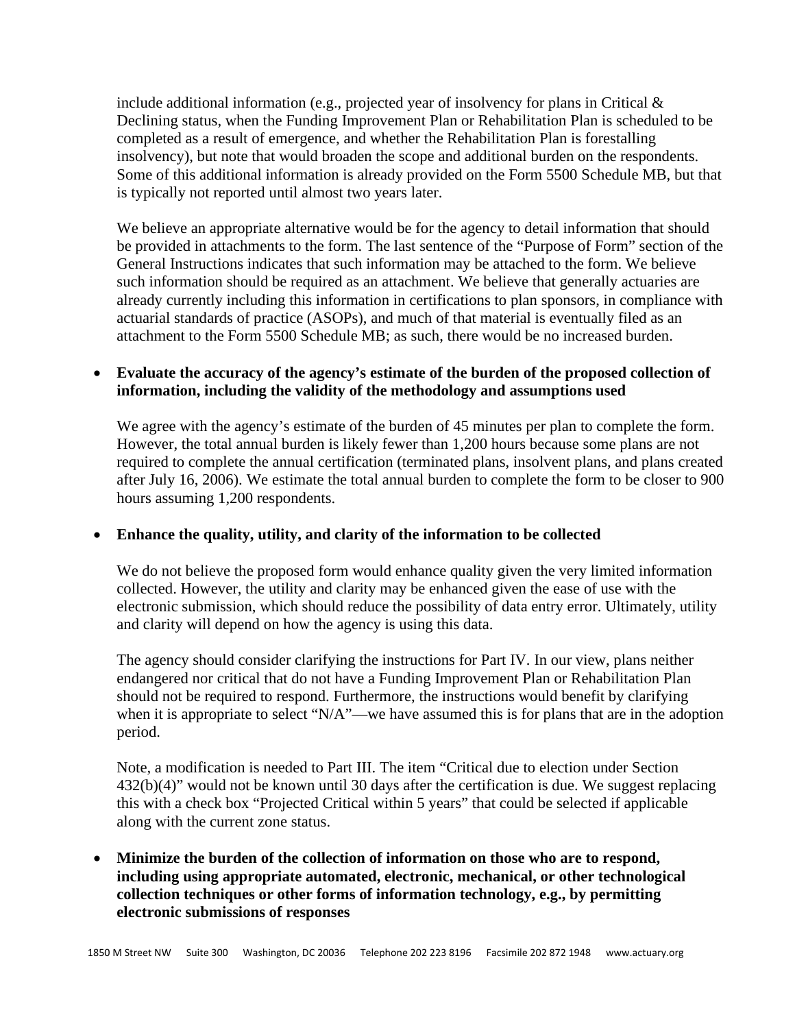include additional information (e.g., projected year of insolvency for plans in Critical & Declining status, when the Funding Improvement Plan or Rehabilitation Plan is scheduled to be completed as a result of emergence, and whether the Rehabilitation Plan is forestalling insolvency), but note that would broaden the scope and additional burden on the respondents. Some of this additional information is already provided on the Form 5500 Schedule MB, but that is typically not reported until almost two years later.

We believe an appropriate alternative would be for the agency to detail information that should be provided in attachments to the form. The last sentence of the "Purpose of Form" section of the General Instructions indicates that such information may be attached to the form. We believe such information should be required as an attachment. We believe that generally actuaries are already currently including this information in certifications to plan sponsors, in compliance with actuarial standards of practice (ASOPs), and much of that material is eventually filed as an attachment to the Form 5500 Schedule MB; as such, there would be no increased burden.

- **Evaluate the accuracy of the agency's estimate of the burden of the proposed collection of information, including the validity of the methodology and assumptions used**

  We agree with the agency's estimate of the burden of 45 minutes per plan to complete the form. However, the total annual burden is likely fewer than 1,200 hours because some plans are not required to complete the annual certification (terminated plans, insolvent plans, and plans created after July 16, 2006). We estimate the total annual burden to complete the form to be closer to 900 hours assuming 1,200 respondents.

- **Enhance the quality, utility, and clarity of the information to be collected**

  We do not believe the proposed form would enhance quality given the very limited information collected. However, the utility and clarity may be enhanced given the ease of use with the electronic submission, which should reduce the possibility of data entry error. Ultimately, utility and clarity will depend on how the agency is using this data.

  The agency should consider clarifying the instructions for Part IV. In our view, plans neither endangered nor critical that do not have a Funding Improvement Plan or Rehabilitation Plan should not be required to respond. Furthermore, the instructions would benefit by clarifying when it is appropriate to select "N/A"—we have assumed this is for plans that are in the adoption period.

  Note, a modification is needed to Part III. The item "Critical due to election under Section 432(b)(4)" would not be known until 30 days after the certification is due. We suggest replacing this with a check box "Projected Critical within 5 years" that could be selected if applicable along with the current zone status.

- **Minimize the burden of the collection of information on those who are to respond, including using appropriate automated, electronic, mechanical, or other technological collection techniques or other forms of information technology, e.g., by permitting electronic submissions of responses**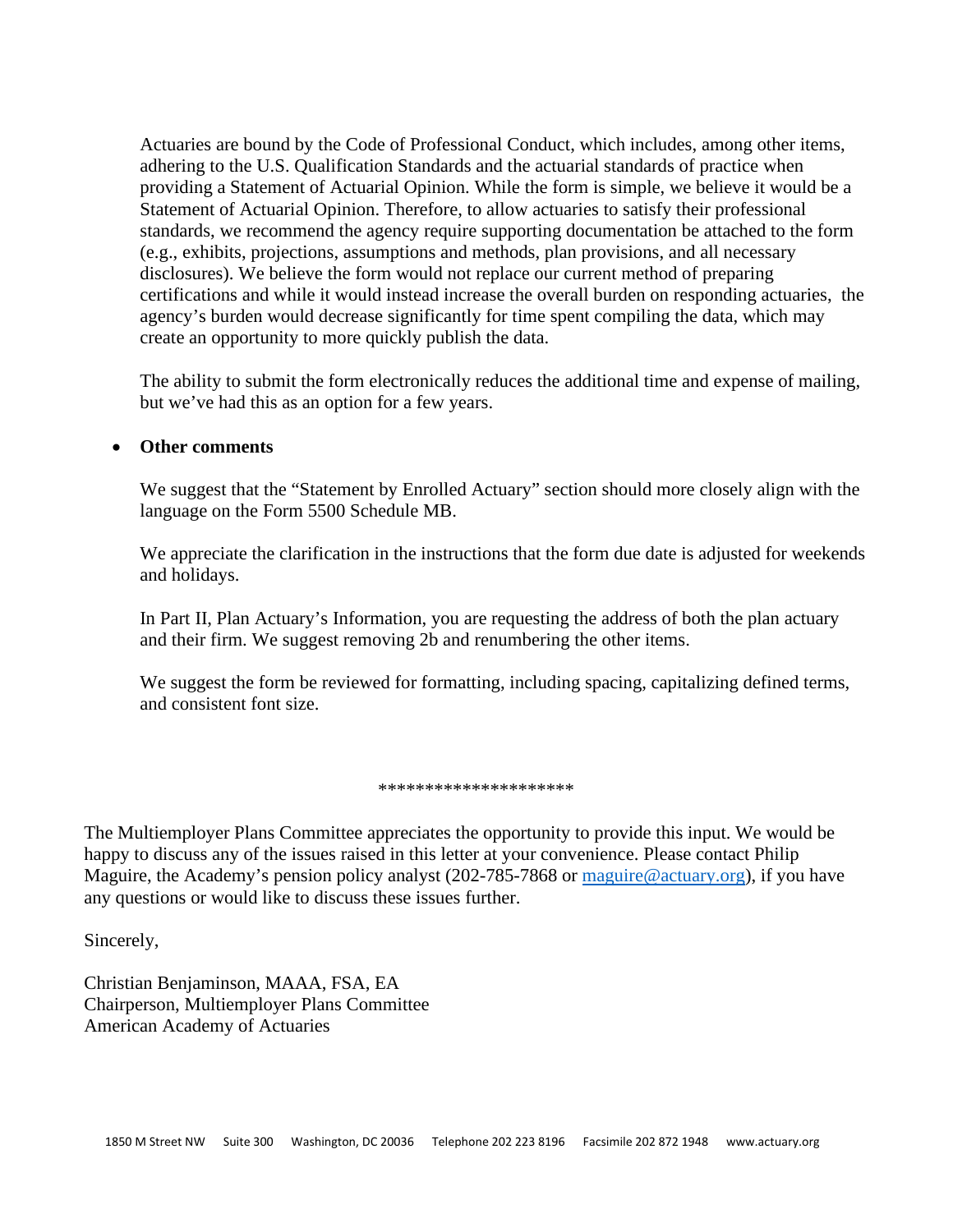Actuaries are bound by the Code of Professional Conduct, which includes, among other items, adhering to the U.S. Qualification Standards and the actuarial standards of practice when providing a Statement of Actuarial Opinion. While the form is simple, we believe it would be a Statement of Actuarial Opinion. Therefore, to allow actuaries to satisfy their professional standards, we recommend the agency require supporting documentation be attached to the form (e.g., exhibits, projections, assumptions and methods, plan provisions, and all necessary disclosures). We believe the form would not replace our current method of preparing certifications and while it would instead increase the overall burden on responding actuaries, the agency's burden would decrease significantly for time spent compiling the data, which may create an opportunity to more quickly publish the data.

The ability to submit the form electronically reduces the additional time and expense of mailing, but we've had this as an option for a few years.

- **Other comments**

  We suggest that the "Statement by Enrolled Actuary" section should more closely align with the language on the Form 5500 Schedule MB.

  We appreciate the clarification in the instructions that the form due date is adjusted for weekends and holidays.

  In Part II, Plan Actuary's Information, you are requesting the address of both the plan actuary and their firm. We suggest removing 2b and renumbering the other items.

  We suggest the form be reviewed for formatting, including spacing, capitalizing defined terms, and consistent font size.

*********************

The Multiemployer Plans Committee appreciates the opportunity to provide this input. We would be happy to discuss any of the issues raised in this letter at your convenience. Please contact Philip Maguire, the Academy's pension policy analyst (202-785-7868 or [maguire@actuary.org](mailto:maguire@actuary.org)), if you have any questions or would like to discuss these issues further.

Sincerely,

Christian Benjaminson, MAAA, FSA, EA
Chairperson, Multiemployer Plans Committee
American Academy of Actuaries